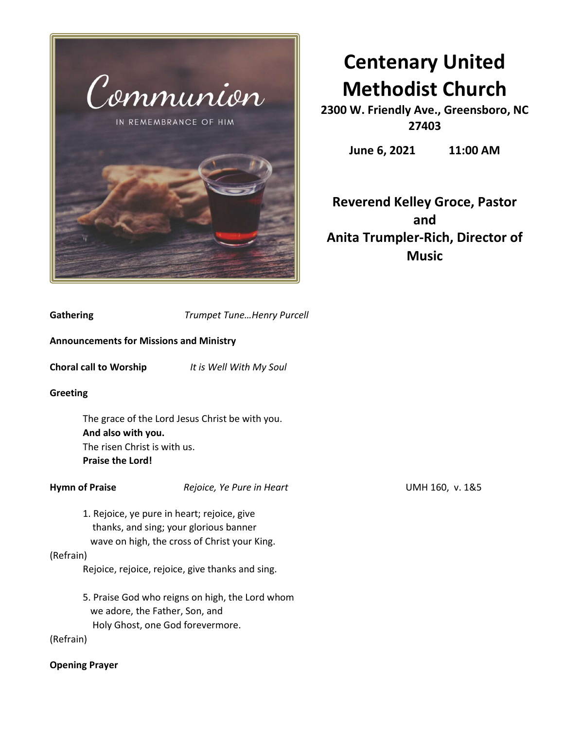Communion

IN REMEMBRANCE OF HIM

# Centenary United Methodist Church

**2300 W. Friendly Ave., Greensboro, NC 27403**

**June 6, 2021 11:00 AM**

**Reverend Kelley Groce, Pastor and Anita Trumpler-Rich, Director of Music**

**Gathering** *Trumpet Tune…Henry Purcell*

**Announcements for Missions and Ministry**

**Choral call to Worship** *It is Well With My Soul*

**Greeting**

The grace of the Lord Jesus Christ be with you.
**And also with you.**
The risen Christ is with us.
**Praise the Lord!**

**Hymn of Praise** *Rejoice, Ye Pure in Heart* UMH 160, v. 1&5

1. Rejoice, ye pure in heart; rejoice, give thanks, and sing; your glorious banner wave on high, the cross of Christ your King.

(Refrain)
Rejoice, rejoice, rejoice, give thanks and sing.

5. Praise God who reigns on high, the Lord whom we adore, the Father, Son, and Holy Ghost, one God forevermore.

(Refrain)

**Opening Prayer**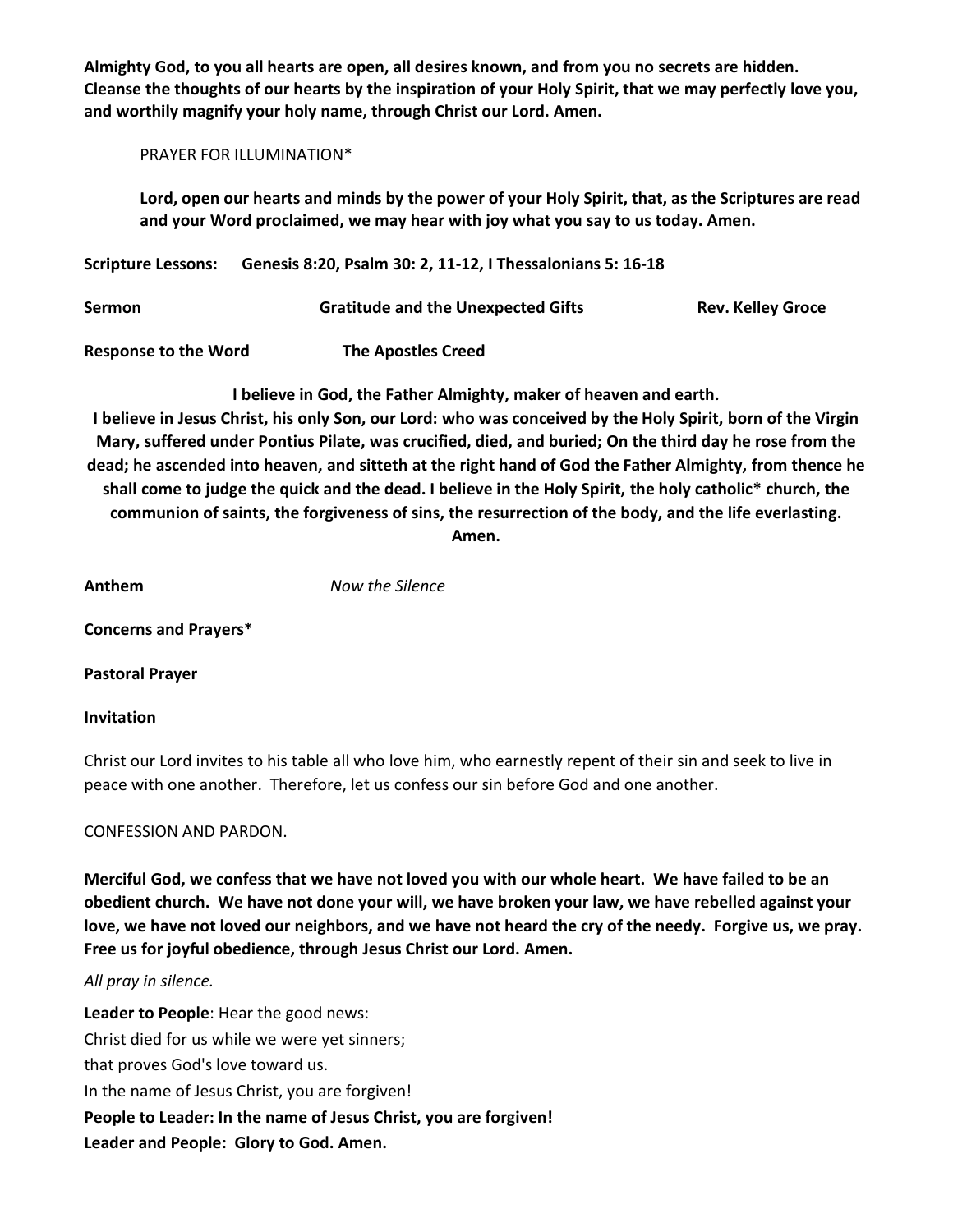**Almighty God, to you all hearts are open, all desires known, and from you no secrets are hidden. Cleanse the thoughts of our hearts by the inspiration of your Holy Spirit, that we may perfectly love you, and worthily magnify your holy name, through Christ our Lord. Amen.**

PRAYER FOR ILLUMINATION*

**Lord, open our hearts and minds by the power of your Holy Spirit, that, as the Scriptures are read and your Word proclaimed, we may hear with joy what you say to us today. Amen.**

**Scripture Lessons:** **Genesis 8:20, Psalm 30: 2, 11-12, I Thessalonians 5: 16-18**

**Sermon** **Gratitude and the Unexpected Gifts** **Rev. Kelley Groce**

**Response to the Word** **The Apostles Creed**

**I believe in God, the Father Almighty, maker of heaven and earth. I believe in Jesus Christ, his only Son, our Lord: who was conceived by the Holy Spirit, born of the Virgin Mary, suffered under Pontius Pilate, was crucified, died, and buried; On the third day he rose from the dead; he ascended into heaven, and sitteth at the right hand of God the Father Almighty, from thence he shall come to judge the quick and the dead. I believe in the Holy Spirit, the holy catholic* church, the communion of saints, the forgiveness of sins, the resurrection of the body, and the life everlasting. Amen.**

**Anthem** *Now the Silence*

**Concerns and Prayers***

**Pastoral Prayer**

**Invitation**

Christ our Lord invites to his table all who love him, who earnestly repent of their sin and seek to live in peace with one another. Therefore, let us confess our sin before God and one another.

CONFESSION AND PARDON.

**Merciful God, we confess that we have not loved you with our whole heart. We have failed to be an obedient church. We have not done your will, we have broken your law, we have rebelled against your love, we have not loved our neighbors, and we have not heard the cry of the needy. Forgive us, we pray. Free us for joyful obedience, through Jesus Christ our Lord. Amen.**

*All pray in silence.*

**Leader to People**: Hear the good news:
Christ died for us while we were yet sinners;
that proves God's love toward us.
In the name of Jesus Christ, you are forgiven!
**People to Leader: In the name of Jesus Christ, you are forgiven!**
**Leader and People: Glory to God. Amen.**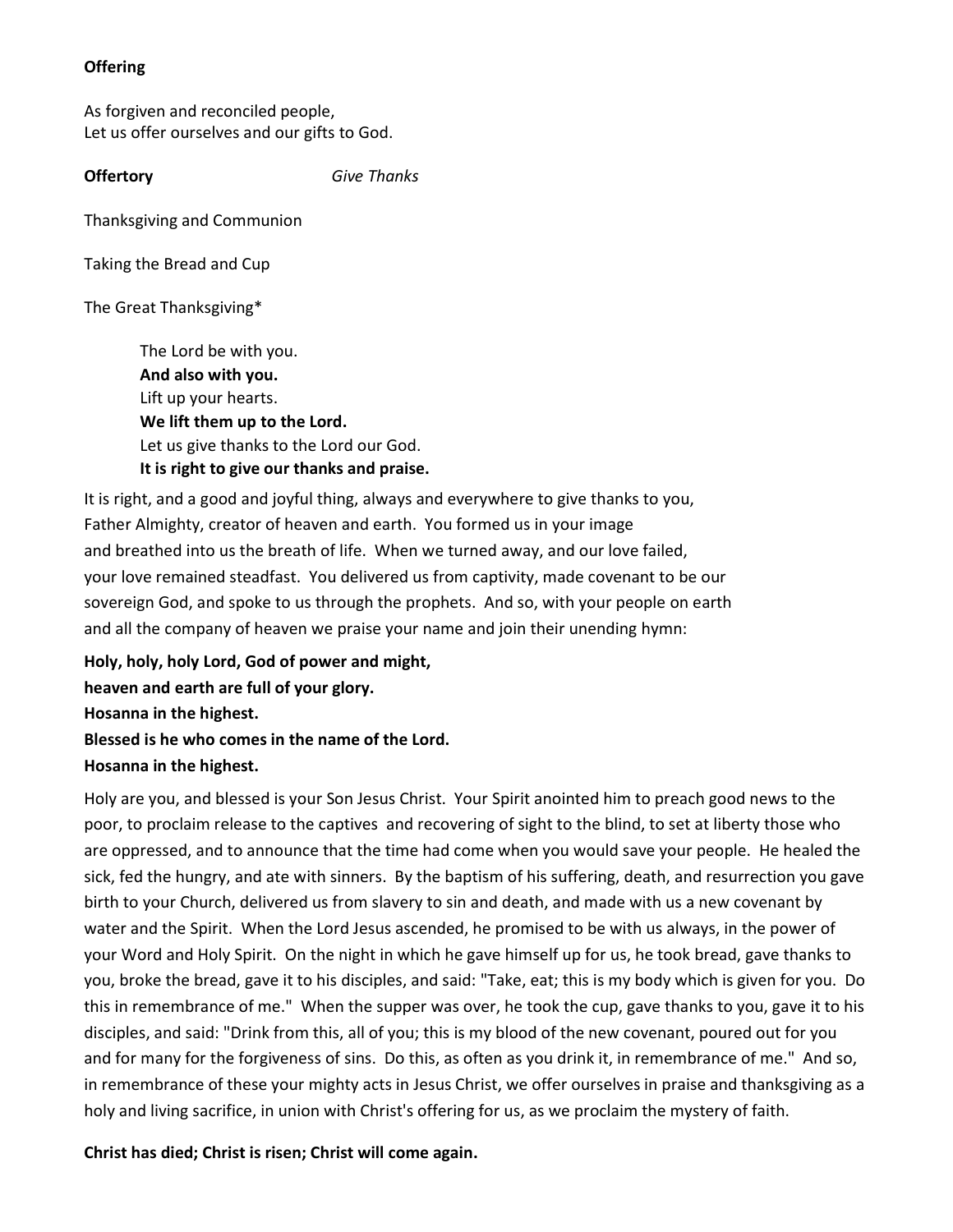**Offering**

As forgiven and reconciled people,
Let us offer ourselves and our gifts to God.

**Offertory** *Give Thanks*

Thanksgiving and Communion

Taking the Bread and Cup

The Great Thanksgiving*

> The Lord be with you.
> **And also with you.**
> Lift up your hearts.
> **We lift them up to the Lord.**
> Let us give thanks to the Lord our God.
> **It is right to give our thanks and praise.**

It is right, and a good and joyful thing, always and everywhere to give thanks to you, Father Almighty, creator of heaven and earth. You formed us in your image and breathed into us the breath of life. When we turned away, and our love failed, your love remained steadfast. You delivered us from captivity, made covenant to be our sovereign God, and spoke to us through the prophets. And so, with your people on earth and all the company of heaven we praise your name and join their unending hymn:

**Holy, holy, holy Lord, God of power and might,**
**heaven and earth are full of your glory.**
**Hosanna in the highest.**
**Blessed is he who comes in the name of the Lord.**
**Hosanna in the highest.**

Holy are you, and blessed is your Son Jesus Christ. Your Spirit anointed him to preach good news to the poor, to proclaim release to the captives and recovering of sight to the blind, to set at liberty those who are oppressed, and to announce that the time had come when you would save your people. He healed the sick, fed the hungry, and ate with sinners. By the baptism of his suffering, death, and resurrection you gave birth to your Church, delivered us from slavery to sin and death, and made with us a new covenant by water and the Spirit. When the Lord Jesus ascended, he promised to be with us always, in the power of your Word and Holy Spirit. On the night in which he gave himself up for us, he took bread, gave thanks to you, broke the bread, gave it to his disciples, and said: "Take, eat; this is my body which is given for you. Do this in remembrance of me." When the supper was over, he took the cup, gave thanks to you, gave it to his disciples, and said: "Drink from this, all of you; this is my blood of the new covenant, poured out for you and for many for the forgiveness of sins. Do this, as often as you drink it, in remembrance of me." And so, in remembrance of these your mighty acts in Jesus Christ, we offer ourselves in praise and thanksgiving as a holy and living sacrifice, in union with Christ's offering for us, as we proclaim the mystery of faith.

**Christ has died; Christ is risen; Christ will come again.**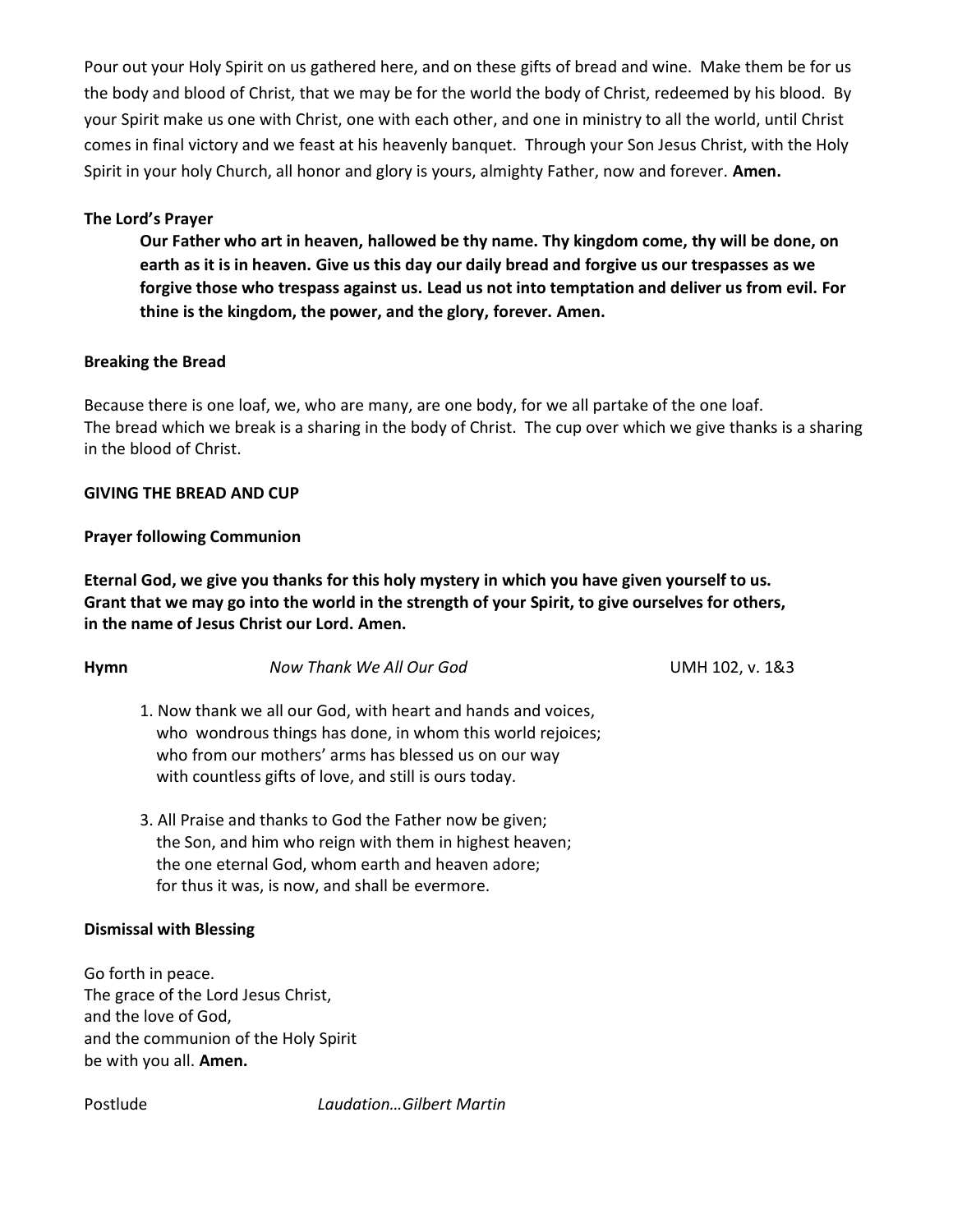Pour out your Holy Spirit on us gathered here, and on these gifts of bread and wine. Make them be for us the body and blood of Christ, that we may be for the world the body of Christ, redeemed by his blood. By your Spirit make us one with Christ, one with each other, and one in ministry to all the world, until Christ comes in final victory and we feast at his heavenly banquet. Through your Son Jesus Christ, with the Holy Spirit in your holy Church, all honor and glory is yours, almighty Father, now and forever. **Amen.**

**The Lord's Prayer**

> **Our Father who art in heaven, hallowed be thy name. Thy kingdom come, thy will be done, on earth as it is in heaven. Give us this day our daily bread and forgive us our trespasses as we forgive those who trespass against us. Lead us not into temptation and deliver us from evil. For thine is the kingdom, the power, and the glory, forever. Amen.**

**Breaking the Bread**

Because there is one loaf, we, who are many, are one body, for we all partake of the one loaf.
The bread which we break is a sharing in the body of Christ. The cup over which we give thanks is a sharing in the blood of Christ.

**GIVING THE BREAD AND CUP**

**Prayer following Communion**

**Eternal God, we give you thanks for this holy mystery in which you have given yourself to us.
Grant that we may go into the world in the strength of your Spirit, to give ourselves for others,
in the name of Jesus Christ our Lord. Amen.**

**Hymn** *Now Thank We All Our God* UMH 102, v. 1&3

1. Now thank we all our God, with heart and hands and voices,
   who wondrous things has done, in whom this world rejoices;
   who from our mothers' arms has blessed us on our way
   with countless gifts of love, and still is ours today.

3. All Praise and thanks to God the Father now be given;
   the Son, and him who reign with them in highest heaven;
   the one eternal God, whom earth and heaven adore;
   for thus it was, is now, and shall be evermore.

**Dismissal with Blessing**

Go forth in peace.
The grace of the Lord Jesus Christ,
and the love of God,
and the communion of the Holy Spirit
be with you all. **Amen.**

Postlude *Laudation…Gilbert Martin*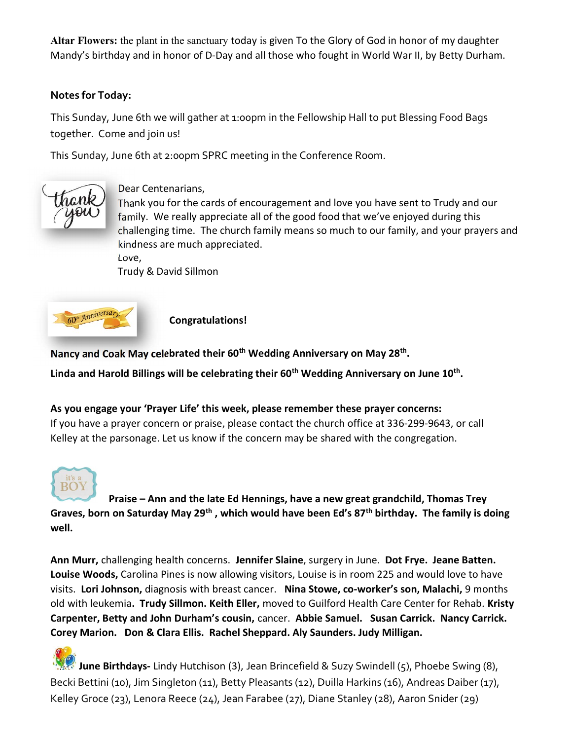**Altar Flowers:** the plant in the sanctuary today is given To the Glory of God in honor of my daughter Mandy's birthday and in honor of D-Day and all those who fought in World War II, by Betty Durham.

**Notes for Today:**

This Sunday, June 6th we will gather at 1:00pm in the Fellowship Hall to put Blessing Food Bags together. Come and join us!

This Sunday, June 6th at 2:00pm SPRC meeting in the Conference Room.

Dear Centenarians,
Thank you for the cards of encouragement and love you have sent to Trudy and our family. We really appreciate all of the good food that we've enjoyed during this challenging time. The church family means so much to our family, and your prayers and kindness are much appreciated.
Love,
Trudy & David Sillmon

**Congratulations!**

**Nancy and Coak May celebrated their 60th Wedding Anniversary on May 28th.**

**Linda and Harold Billings will be celebrating their 60th Wedding Anniversary on June 10th.**

**As you engage your 'Prayer Life' this week, please remember these prayer concerns:**
If you have a prayer concern or praise, please contact the church office at 336-299-9643, or call Kelley at the parsonage. Let us know if the concern may be shared with the congregation.

**Praise – Ann and the late Ed Hennings, have a new great grandchild, Thomas Trey Graves, born on Saturday May 29th , which would have been Ed's 87th birthday. The family is doing well.**

**Ann Murr,** challenging health concerns. **Jennifer Slaine**, surgery in June. **Dot Frye. Jeane Batten. Louise Woods,** Carolina Pines is now allowing visitors, Louise is in room 225 and would love to have visits. **Lori Johnson,** diagnosis with breast cancer. **Nina Stowe, co-worker's son, Malachi,** 9 months old with leukemia**. Trudy Sillmon. Keith Eller,** moved to Guilford Health Care Center for Rehab. **Kristy Carpenter, Betty and John Durham's cousin,** cancer. **Abbie Samuel. Susan Carrick. Nancy Carrick. Corey Marion. Don & Clara Ellis. Rachel Sheppard. Aly Saunders. Judy Milligan.**

**June Birthdays-** Lindy Hutchison (3), Jean Brincefield & Suzy Swindell (5), Phoebe Swing (8), Becki Bettini (10), Jim Singleton (11), Betty Pleasants (12), Duilla Harkins (16), Andreas Daiber (17), Kelley Groce (23), Lenora Reece (24), Jean Farabee (27), Diane Stanley (28), Aaron Snider (29)